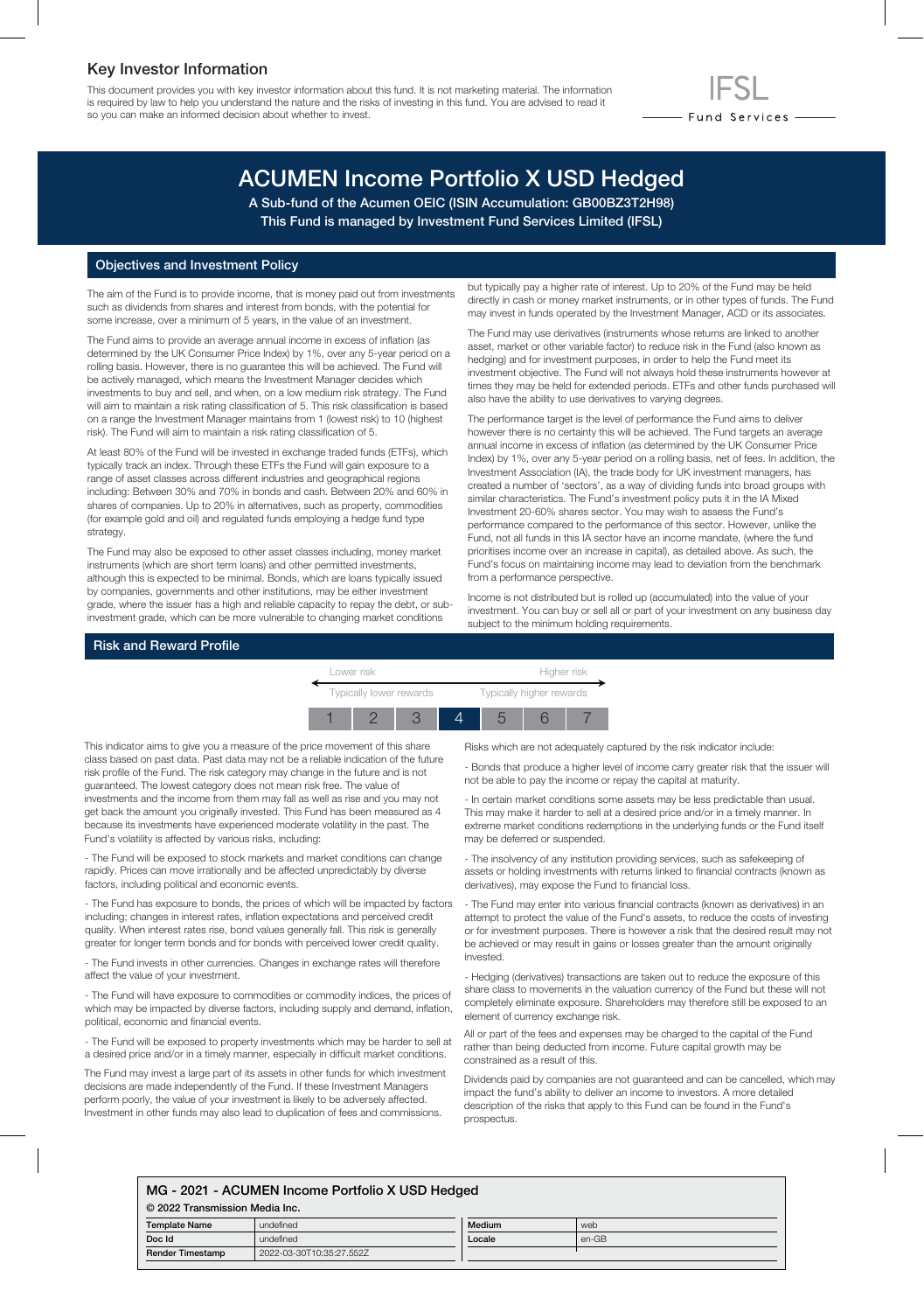## Key Investor Information

This document provides you with key investor information about this fund. It is not marketing material. The information is required by law to help you understand the nature and the risks of investing in this fund. You are advised to read it so you can make an informed decision about whether to invest.

IFSL Fund Services

# ACUMEN Income Portfolio X USD Hedged

**A Sub-fund of the Acumen OEIC (ISIN Accumulation: GB00BZ3T2H98)**
**This Fund is managed by Investment Fund Services Limited (IFSL)**

## Objectives and Investment Policy

The aim of the Fund is to provide income, that is money paid out from investments such as dividends from shares and interest from bonds, with the potential for some increase, over a minimum of 5 years, in the value of an investment.

The Fund aims to provide an average annual income in excess of inflation (as determined by the UK Consumer Price Index) by 1%, over any 5-year period on a rolling basis. However, there is no guarantee this will be achieved. The Fund will be actively managed, which means the Investment Manager decides which investments to buy and sell, and when, on a low medium risk strategy. The Fund will aim to maintain a risk rating classification of 5. This risk classification is based on a range the Investment Manager maintains from 1 (lowest risk) to 10 (highest risk). The Fund will aim to maintain a risk rating classification of 5.

At least 80% of the Fund will be invested in exchange traded funds (ETFs), which typically track an index. Through these ETFs the Fund will gain exposure to a range of asset classes across different industries and geographical regions including: Between 30% and 70% in bonds and cash. Between 20% and 60% in shares of companies. Up to 20% in alternatives, such as property, commodities (for example gold and oil) and regulated funds employing a hedge fund type strategy.

The Fund may also be exposed to other asset classes including, money market instruments (which are short term loans) and other permitted investments, although this is expected to be minimal. Bonds, which are loans typically issued by companies, governments and other institutions, may be either investment grade, where the issuer has a high and reliable capacity to repay the debt, or sub-investment grade, which can be more vulnerable to changing market conditions but typically pay a higher rate of interest. Up to 20% of the Fund may be held directly in cash or money market instruments, or in other types of funds. The Fund may invest in funds operated by the Investment Manager, ACD or its associates.

The Fund may use derivatives (instruments whose returns are linked to another asset, market or other variable factor) to reduce risk in the Fund (also known as hedging) and for investment purposes, in order to help the Fund meet its investment objective. The Fund will not always hold these instruments however at times they may be held for extended periods. ETFs and other funds purchased will also have the ability to use derivatives to varying degrees.

The performance target is the level of performance the Fund aims to deliver however there is no certainty this will be achieved. The Fund targets an average annual income in excess of inflation (as determined by the UK Consumer Price Index) by 1%, over any 5-year period on a rolling basis, net of fees. In addition, the Investment Association (IA), the trade body for UK investment managers, has created a number of 'sectors', as a way of dividing funds into broad groups with similar characteristics. The Fund's investment policy puts it in the IA Mixed Investment 20-60% shares sector. You may wish to assess the Fund's performance compared to the performance of this sector. However, unlike the Fund, not all funds in this IA sector have an income mandate, (where the fund prioritises income over an increase in capital), as detailed above. As such, the Fund's focus on maintaining income may lead to deviation from the benchmark from a performance perspective.

Income is not distributed but is rolled up (accumulated) into the value of your investment. You can buy or sell all or part of your investment on any business day subject to the minimum holding requirements.

## Risk and Reward Profile

| Lower risk | | | | | | Higher risk |
|---|---|---|---|---|---|---|
| Typically lower rewards | | | | | | Typically higher rewards |
| 1 | 2 | 3 | **4** | 5 | 6 | 7 |

This indicator aims to give you a measure of the price movement of this share class based on past data. Past data may not be a reliable indication of the future risk profile of the Fund. The risk category may change in the future and is not guaranteed. The lowest category does not mean risk free. The value of investments and the income from them may fall as well as rise and you may not get back the amount you originally invested. This Fund has been measured as 4 because its investments have experienced moderate volatility in the past. The Fund's volatility is affected by various risks, including:

- The Fund will be exposed to stock markets and market conditions can change rapidly. Prices can move irrationally and be affected unpredictably by diverse factors, including political and economic events.

- The Fund has exposure to bonds, the prices of which will be impacted by factors including; changes in interest rates, inflation expectations and perceived credit quality. When interest rates rise, bond values generally fall. This risk is generally greater for longer term bonds and for bonds with perceived lower credit quality.

- The Fund invests in other currencies. Changes in exchange rates will therefore affect the value of your investment.

- The Fund will have exposure to commodities or commodity indices, the prices of which may be impacted by diverse factors, including supply and demand, inflation, political, economic and financial events.

- The Fund will be exposed to property investments which may be harder to sell at a desired price and/or in a timely manner, especially in difficult market conditions.

The Fund may invest a large part of its assets in other funds for which investment decisions are made independently of the Fund. If these Investment Managers perform poorly, the value of your investment is likely to be adversely affected. Investment in other funds may also lead to duplication of fees and commissions.

Risks which are not adequately captured by the risk indicator include:

- Bonds that produce a higher level of income carry greater risk that the issuer will not be able to pay the income or repay the capital at maturity.

- In certain market conditions some assets may be less predictable than usual. This may make it harder to sell at a desired price and/or in a timely manner. In extreme market conditions redemptions in the underlying funds or the Fund itself may be deferred or suspended.

- The insolvency of any institution providing services, such as safekeeping of assets or holding investments with returns linked to financial contracts (known as derivatives), may expose the Fund to financial loss.

- The Fund may enter into various financial contracts (known as derivatives) in an attempt to protect the value of the Fund's assets, to reduce the costs of investing or for investment purposes. There is however a risk that the desired result may not be achieved or may result in gains or losses greater than the amount originally invested.

- Hedging (derivatives) transactions are taken out to reduce the exposure of this share class to movements in the valuation currency of the Fund but these will not completely eliminate exposure. Shareholders may therefore still be exposed to an element of currency exchange risk.

All or part of the fees and expenses may be charged to the capital of the Fund rather than being deducted from income. Future capital growth may be constrained as a result of this.

Dividends paid by companies are not guaranteed and can be cancelled, which may impact the fund's ability to deliver an income to investors. A more detailed description of the risks that apply to this Fund can be found in the Fund's prospectus.

**MG - 2021 - ACUMEN Income Portfolio X USD Hedged**

**© 2022 Transmission Media Inc.**

| Template Name | undefined | Medium | web |
|---|---|---|---|
| Doc Id | undefined | Locale | en-GB |
| Render Timestamp | 2022-03-30T10:35:27.552Z | | |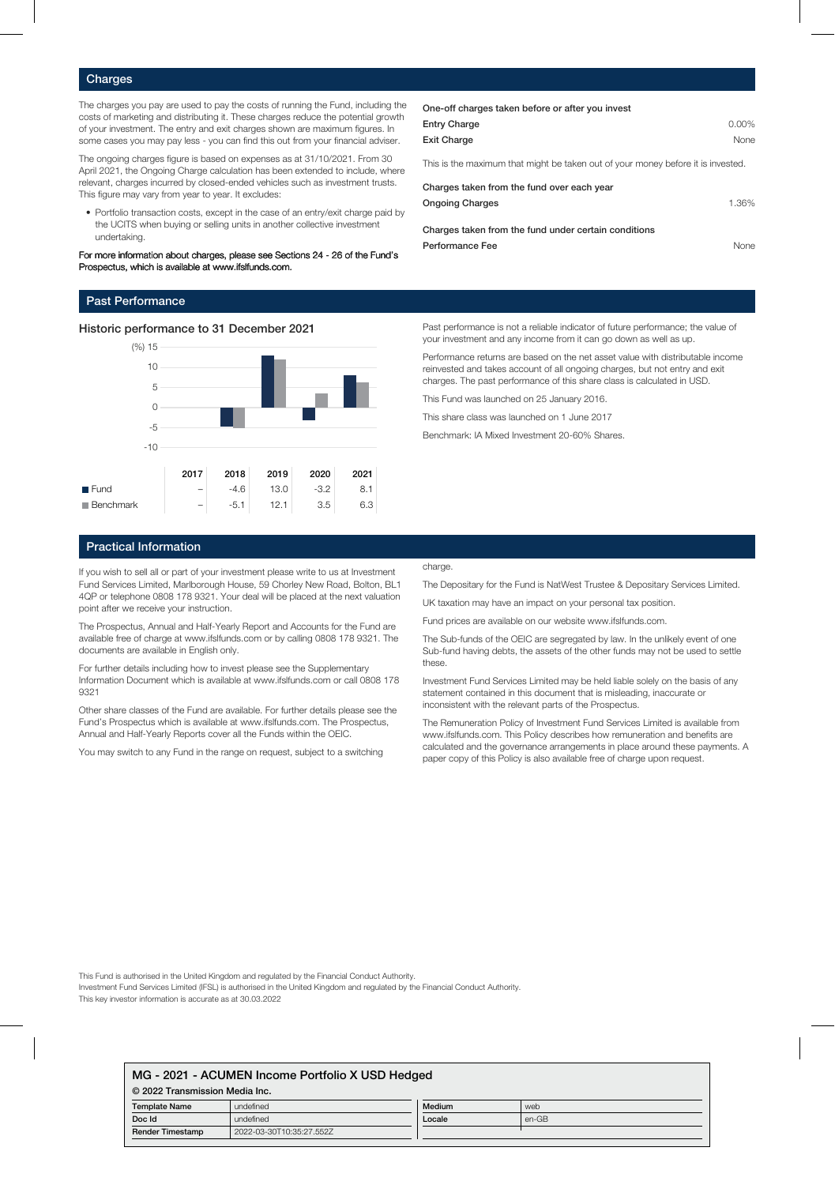## Charges

The charges you pay are used to pay the costs of running the Fund, including the costs of marketing and distributing it. These charges reduce the potential growth of your investment. The entry and exit charges shown are maximum figures. In some cases you may pay less - you can find this out from your financial adviser.

The ongoing charges figure is based on expenses as at 31/10/2021. From 30 April 2021, the Ongoing Charge calculation has been extended to include, where relevant, charges incurred by closed-ended vehicles such as investment trusts. This figure may vary from year to year. It excludes:

- Portfolio transaction costs, except in the case of an entry/exit charge paid by the UCITS when buying or selling units in another collective investment undertaking.

**For more information about charges, please see Sections 24 - 26 of the Fund's Prospectus, which is available at www.ifslfunds.com.**

| | |
|---|---|
| **One-off charges taken before or after you invest** | |
| **Entry Charge** | 0.00% |
| **Exit Charge** | None |
| This is the maximum that might be taken out of your money before it is invested. | |
| **Charges taken from the fund over each year** | |
| **Ongoing Charges** | 1.36% |
| **Charges taken from the fund under certain conditions** | |
| **Performance Fee** | None |

## Past Performance

### Historic performance to 31 December 2021

(%) 15
10
5
0
-5
-10

| | 2017 | 2018 | 2019 | 2020 | 2021 |
|---|---|---|---|---|---|
| Fund | – | -4.6 | 13.0 | -3.2 | 8.1 |
| Benchmark | – | -5.1 | 12.1 | 3.5 | 6.3 |

Past performance is not a reliable indicator of future performance; the value of your investment and any income from it can go down as well as up.

Performance returns are based on the net asset value with distributable income reinvested and takes account of all ongoing charges, but not entry and exit charges. The past performance of this share class is calculated in USD.

This Fund was launched on 25 January 2016.

This share class was launched on 1 June 2017

Benchmark: IA Mixed Investment 20-60% Shares.

## Practical Information

If you wish to sell all or part of your investment please write to us at Investment Fund Services Limited, Marlborough House, 59 Chorley New Road, Bolton, BL1 4QP or telephone 0808 178 9321. Your deal will be placed at the next valuation point after we receive your instruction.

The Prospectus, Annual and Half-Yearly Report and Accounts for the Fund are available free of charge at www.ifslfunds.com or by calling 0808 178 9321. The documents are available in English only.

For further details including how to invest please see the Supplementary Information Document which is available at www.ifslfunds.com or call 0808 178 9321

Other share classes of the Fund are available. For further details please see the Fund's Prospectus which is available at www.ifslfunds.com. The Prospectus, Annual and Half-Yearly Reports cover all the Funds within the OEIC.

You may switch to any Fund in the range on request, subject to a switching charge.

The Depositary for the Fund is NatWest Trustee & Depositary Services Limited.

UK taxation may have an impact on your personal tax position.

Fund prices are available on our website www.ifslfunds.com.

The Sub-funds of the OEIC are segregated by law. In the unlikely event of one Sub-fund having debts, the assets of the other funds may not be used to settle these.

Investment Fund Services Limited may be held liable solely on the basis of any statement contained in this document that is misleading, inaccurate or inconsistent with the relevant parts of the Prospectus.

The Remuneration Policy of Investment Fund Services Limited is available from www.ifslfunds.com. This Policy describes how remuneration and benefits are calculated and the governance arrangements in place around these payments. A paper copy of this Policy is also available free of charge upon request.

This Fund is authorised in the United Kingdom and regulated by the Financial Conduct Authority.
Investment Fund Services Limited (IFSL) is authorised in the United Kingdom and regulated by the Financial Conduct Authority.
This key investor information is accurate as at 30.03.2022

**MG - 2021 - ACUMEN Income Portfolio X USD Hedged**
**© 2022 Transmission Media Inc.**

| | | | |
|---|---|---|---|
| **Template Name** | undefined | **Medium** | web |
| **Doc Id** | undefined | **Locale** | en-GB |
| **Render Timestamp** | 2022-03-30T10:35:27.552Z | | |